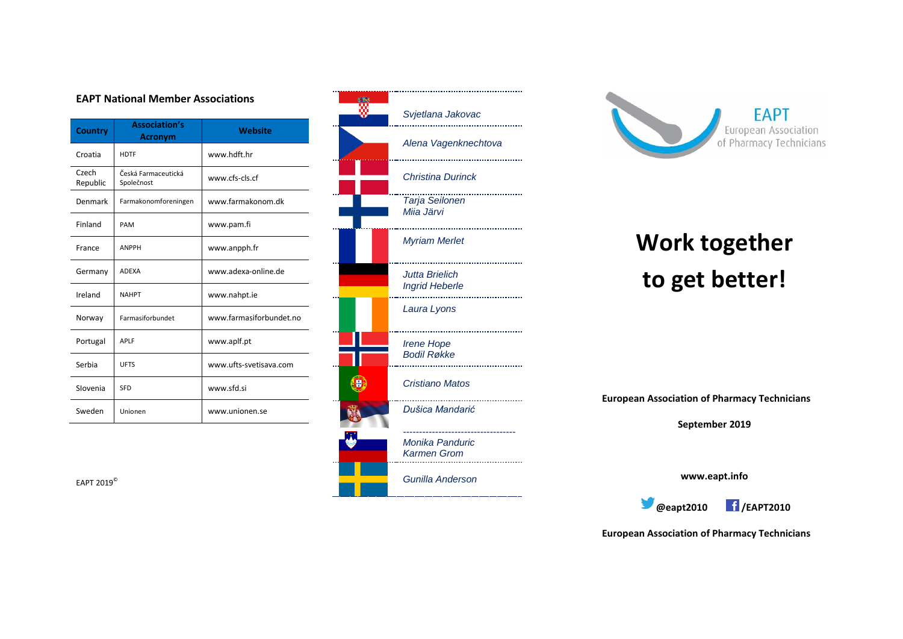## EAPT National Member Associations

| Country | Association's Acronym | Website |
|---|---|---|
| Croatia | HDTF | www.hdft.hr |
| Czech Republic | Česká Farmaceutická Společnost | www.cfs-cls.cf |
| Denmark | Farmakonomforeningen | www.farmakonom.dk |
| Finland | PAM | www.pam.fi |
| France | ANPPH | www.anpph.fr |
| Germany | ADEXA | www.adexa-online.de |
| Ireland | NAHPT | www.nahpt.ie |
| Norway | Farmasiforbundet | www.farmasiforbundet.no |
| Portugal | APLF | www.aplf.pt |
| Serbia | UFTS | www.ufts-svetisava.com |
| Slovenia | SFD | www.sfd.si |
| Sweden | Unionen | www.unionen.se |

EAPT 2019©

*Svjetlana Jakovac*

*Alena Vagenknechtova*

*Christina Durinck*

*Tarja Seilonen*
*Miia Järvi*

*Myriam Merlet*

*Jutta Brielich*
*Ingrid Heberle*

*Laura Lyons*

*Irene Hope*
*Bodil Røkke*

*Cristiano Matos*

*Dušica Mandarić*

*Monika Panduric*
*Karmen Grom*

*Gunilla Anderson*

EAPT European Association of Pharmacy Technicians

# Work together to get better!

**European Association of Pharmacy Technicians**

**September 2019**

**www.eapt.info**

**@eapt2010** **/EAPT2010**

**European Association of Pharmacy Technicians**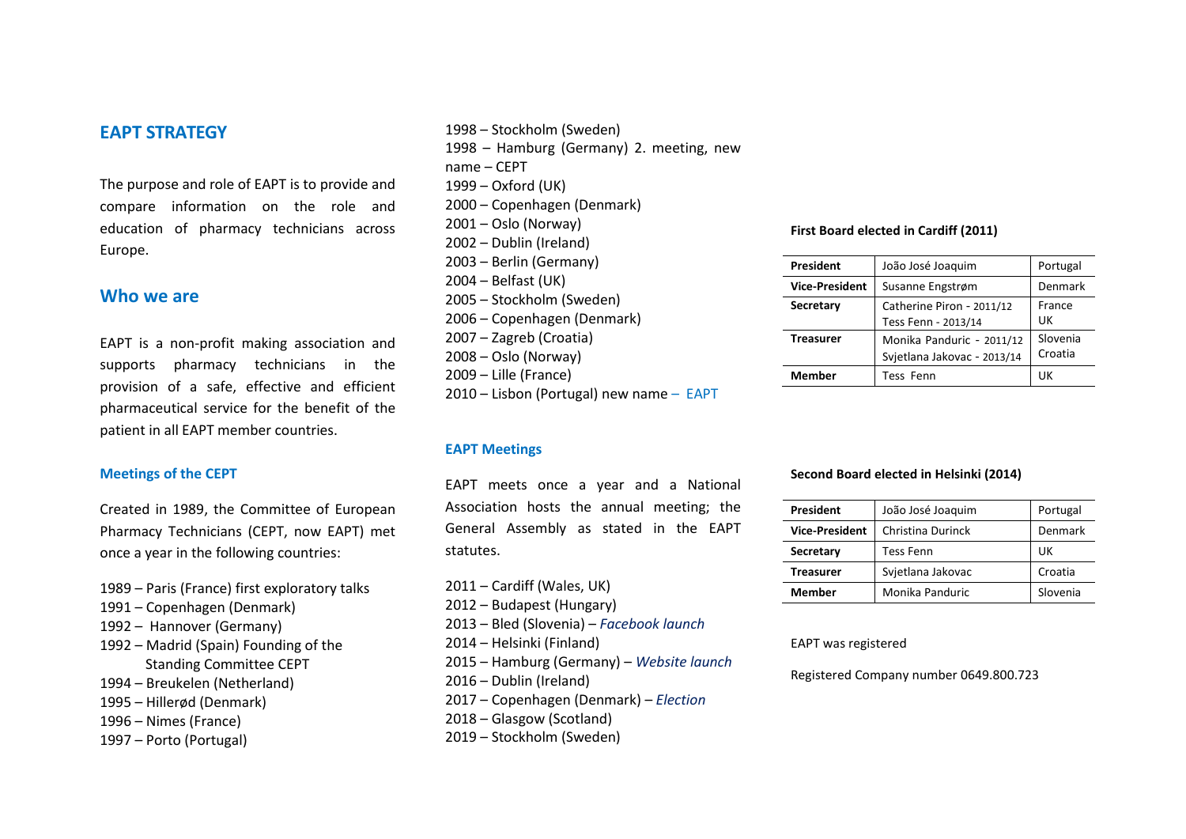## EAPT STRATEGY

The purpose and role of EAPT is to provide and compare information on the role and education of pharmacy technicians across Europe.

## Who we are

EAPT is a non-profit making association and supports pharmacy technicians in the provision of a safe, effective and efficient pharmaceutical service for the benefit of the patient in all EAPT member countries.

### Meetings of the CEPT

Created in 1989, the Committee of European Pharmacy Technicians (CEPT, now EAPT) met once a year in the following countries:

1989 – Paris (France) first exploratory talks
1991 – Copenhagen (Denmark)
1992 – Hannover (Germany)
1992 – Madrid (Spain) Founding of the Standing Committee CEPT
1994 – Breukelen (Netherland)
1995 – Hillerød (Denmark)
1996 – Nimes (France)
1997 – Porto (Portugal)
1998 – Stockholm (Sweden)
1998 – Hamburg (Germany) 2. meeting, new name – CEPT
1999 – Oxford (UK)
2000 – Copenhagen (Denmark)
2001 – Oslo (Norway)
2002 – Dublin (Ireland)
2003 – Berlin (Germany)
2004 – Belfast (UK)
2005 – Stockholm (Sweden)
2006 – Copenhagen (Denmark)
2007 – Zagreb (Croatia)
2008 – Oslo (Norway)
2009 – Lille (France)
2010 – Lisbon (Portugal) new name – EAPT

### EAPT Meetings

EAPT meets once a year and a National Association hosts the annual meeting; the General Assembly as stated in the EAPT statutes.

2011 – Cardiff (Wales, UK)
2012 – Budapest (Hungary)
2013 – Bled (Slovenia) – *Facebook launch*
2014 – Helsinki (Finland)
2015 – Hamburg (Germany) – *Website launch*
2016 – Dublin (Ireland)
2017 – Copenhagen (Denmark) – *Election*
2018 – Glasgow (Scotland)
2019 – Stockholm (Sweden)

**First Board elected in Cardiff (2011)**

| | | |
|---|---|---|
| **President** | João José Joaquim | Portugal |
| **Vice-President** | Susanne Engstrøm | Denmark |
| **Secretary** | Catherine Piron - 2011/12<br>Tess Fenn - 2013/14 | France<br>UK |
| **Treasurer** | Monika Panduric - 2011/12<br>Svjetlana Jakovac - 2013/14 | Slovenia<br>Croatia |
| **Member** | Tess Fenn | UK |

**Second Board elected in Helsinki (2014)**

| | | |
|---|---|---|
| **President** | João José Joaquim | Portugal |
| **Vice-President** | Christina Durinck | Denmark |
| **Secretary** | Tess Fenn | UK |
| **Treasurer** | Svjetlana Jakovac | Croatia |
| **Member** | Monika Panduric | Slovenia |

EAPT was registered

Registered Company number 0649.800.723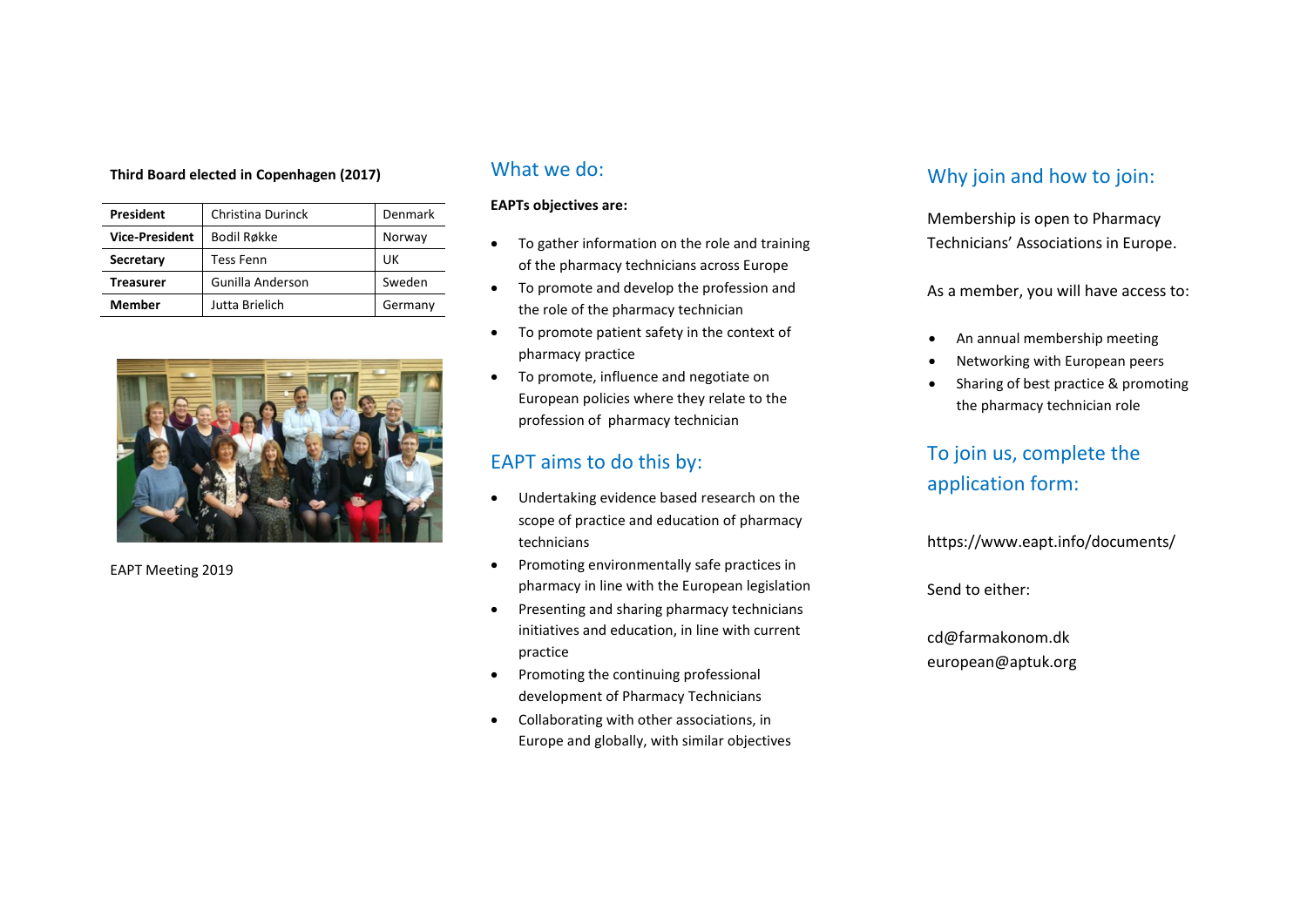**Third Board elected in Copenhagen (2017)**

| | | |
|---|---|---|
| **President** | Christina Durinck | Denmark |
| **Vice-President** | Bodil Røkke | Norway |
| **Secretary** | Tess Fenn | UK |
| **Treasurer** | Gunilla Anderson | Sweden |
| **Member** | Jutta Brielich | Germany |

EAPT Meeting 2019

## What we do:

**EAPTs objectives are:**

- To gather information on the role and training of the pharmacy technicians across Europe
- To promote and develop the profession and the role of the pharmacy technician
- To promote patient safety in the context of pharmacy practice
- To promote, influence and negotiate on European policies where they relate to the profession of pharmacy technician

## EAPT aims to do this by:

- Undertaking evidence based research on the scope of practice and education of pharmacy technicians
- Promoting environmentally safe practices in pharmacy in line with the European legislation
- Presenting and sharing pharmacy technicians initiatives and education, in line with current practice
- Promoting the continuing professional development of Pharmacy Technicians
- Collaborating with other associations, in Europe and globally, with similar objectives

## Why join and how to join:

Membership is open to Pharmacy Technicians' Associations in Europe.

As a member, you will have access to:

- An annual membership meeting
- Networking with European peers
- Sharing of best practice & promoting the pharmacy technician role

## To join us, complete the application form:

https://www.eapt.info/documents/

Send to either:

cd@farmakonom.dk
european@aptuk.org